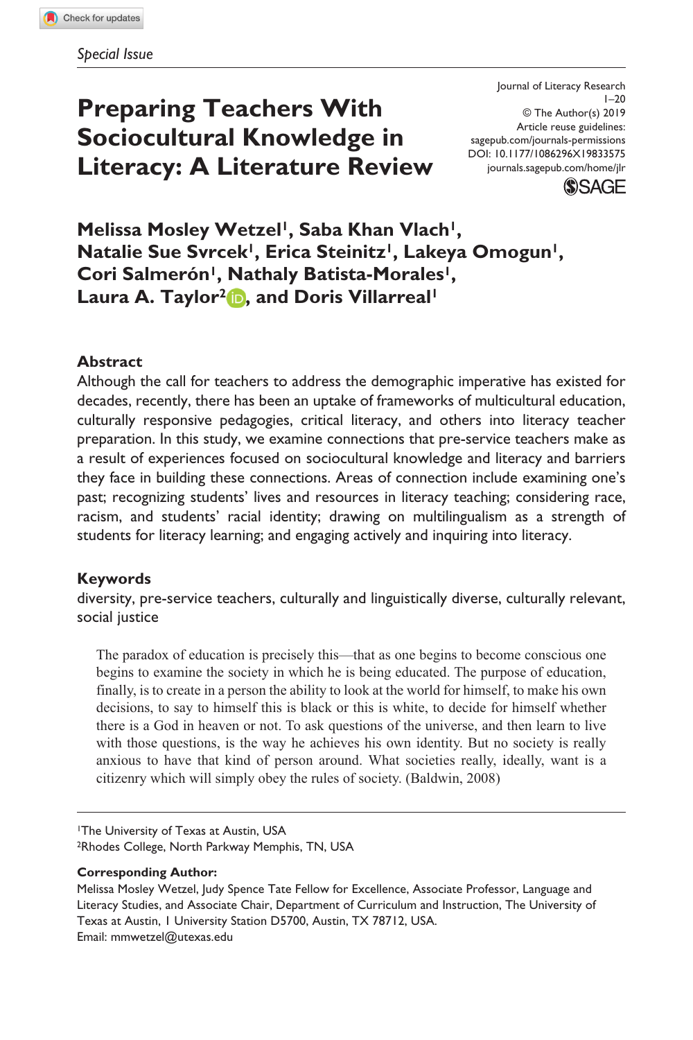*Special Issue*

# Preparing Teachers With Sociocultural Knowledge in Literacy: A Literature Review

Journal of Literacy Research
1–20
© The Author(s) 2019
Article reuse guidelines:
sagepub.com/journals-permissions
DOI: 10.1177/1086296X19833575
journals.sagepub.com/home/jlr

**Melissa Mosley Wetzel[1], Saba Khan Vlach[1], Natalie Sue Svrcek[1], Erica Steinitz[1], Lakeya Omogun[1], Cori Salmerón[1], Nathaly Batista-Morales[1], Laura A. Taylor[2], and Doris Villarreal[1]**

## Abstract

Although the call for teachers to address the demographic imperative has existed for decades, recently, there has been an uptake of frameworks of multicultural education, culturally responsive pedagogies, critical literacy, and others into literacy teacher preparation. In this study, we examine connections that pre-service teachers make as a result of experiences focused on sociocultural knowledge and literacy and barriers they face in building these connections. Areas of connection include examining one's past; recognizing students' lives and resources in literacy teaching; considering race, racism, and students' racial identity; drawing on multilingualism as a strength of students for literacy learning; and engaging actively and inquiring into literacy.

## Keywords

diversity, pre-service teachers, culturally and linguistically diverse, culturally relevant, social justice

> The paradox of education is precisely this—that as one begins to become conscious one begins to examine the society in which he is being educated. The purpose of education, finally, is to create in a person the ability to look at the world for himself, to make his own decisions, to say to himself this is black or this is white, to decide for himself whether there is a God in heaven or not. To ask questions of the universe, and then learn to live with those questions, is the way he achieves his own identity. But no society is really anxious to have that kind of person around. What societies really, ideally, want is a citizenry which will simply obey the rules of society. (Baldwin, 2008)

[1]The University of Texas at Austin, USA
[2]Rhodes College, North Parkway Memphis, TN, USA

**Corresponding Author:**
Melissa Mosley Wetzel, Judy Spence Tate Fellow for Excellence, Associate Professor, Language and Literacy Studies, and Associate Chair, Department of Curriculum and Instruction, The University of Texas at Austin, 1 University Station D5700, Austin, TX 78712, USA.
Email: mmwetzel@utexas.edu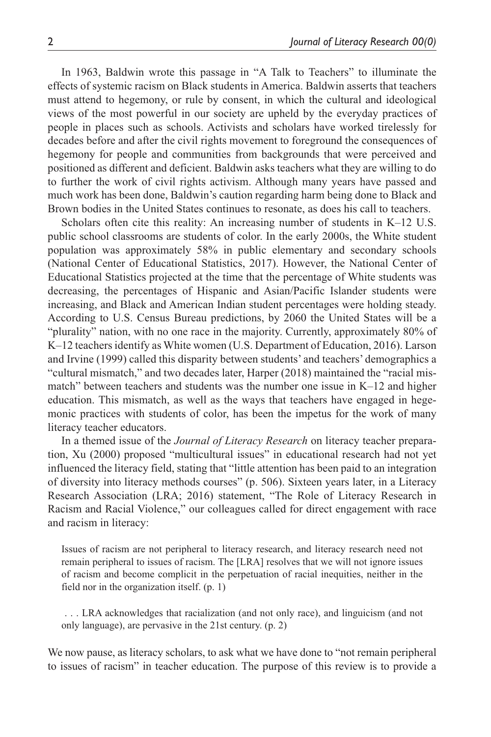In 1963, Baldwin wrote this passage in "A Talk to Teachers" to illuminate the effects of systemic racism on Black students in America. Baldwin asserts that teachers must attend to hegemony, or rule by consent, in which the cultural and ideological views of the most powerful in our society are upheld by the everyday practices of people in places such as schools. Activists and scholars have worked tirelessly for decades before and after the civil rights movement to foreground the consequences of hegemony for people and communities from backgrounds that were perceived and positioned as different and deficient. Baldwin asks teachers what they are willing to do to further the work of civil rights activism. Although many years have passed and much work has been done, Baldwin's caution regarding harm being done to Black and Brown bodies in the United States continues to resonate, as does his call to teachers.

Scholars often cite this reality: An increasing number of students in K–12 U.S. public school classrooms are students of color. In the early 2000s, the White student population was approximately 58% in public elementary and secondary schools (National Center of Educational Statistics, 2017). However, the National Center of Educational Statistics projected at the time that the percentage of White students was decreasing, the percentages of Hispanic and Asian/Pacific Islander students were increasing, and Black and American Indian student percentages were holding steady. According to U.S. Census Bureau predictions, by 2060 the United States will be a "plurality" nation, with no one race in the majority. Currently, approximately 80% of K–12 teachers identify as White women (U.S. Department of Education, 2016). Larson and Irvine (1999) called this disparity between students' and teachers' demographics a "cultural mismatch," and two decades later, Harper (2018) maintained the "racial mismatch" between teachers and students was the number one issue in K–12 and higher education. This mismatch, as well as the ways that teachers have engaged in hegemonic practices with students of color, has been the impetus for the work of many literacy teacher educators.

In a themed issue of the *Journal of Literacy Research* on literacy teacher preparation, Xu (2000) proposed "multicultural issues" in educational research had not yet influenced the literacy field, stating that "little attention has been paid to an integration of diversity into literacy methods courses" (p. 506). Sixteen years later, in a Literacy Research Association (LRA; 2016) statement, "The Role of Literacy Research in Racism and Racial Violence," our colleagues called for direct engagement with race and racism in literacy:

> Issues of racism are not peripheral to literacy research, and literacy research need not remain peripheral to issues of racism. The [LRA] resolves that we will not ignore issues of racism and become complicit in the perpetuation of racial inequities, neither in the field nor in the organization itself. (p. 1)
>
> . . . LRA acknowledges that racialization (and not only race), and linguicism (and not only language), are pervasive in the 21st century. (p. 2)

We now pause, as literacy scholars, to ask what we have done to "not remain peripheral to issues of racism" in teacher education. The purpose of this review is to provide a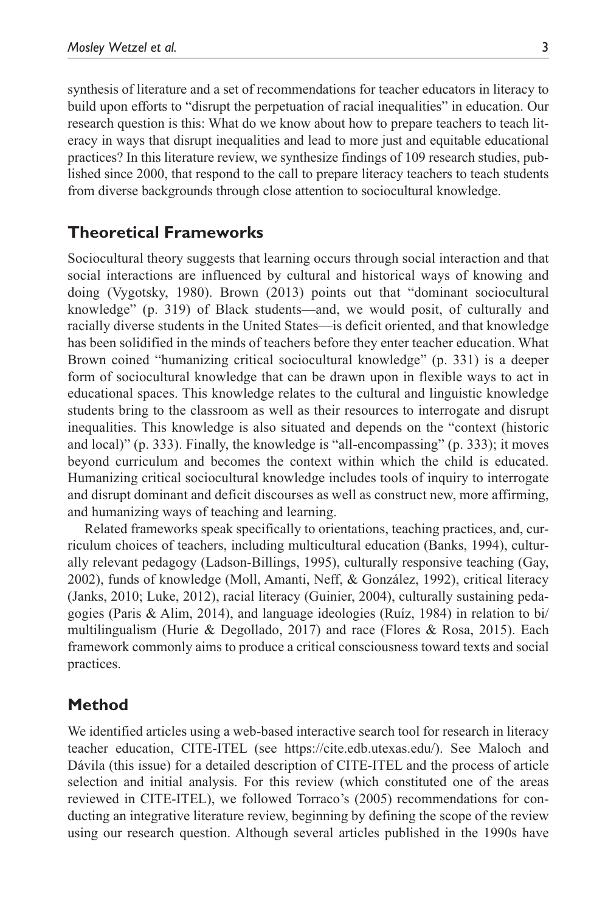synthesis of literature and a set of recommendations for teacher educators in literacy to build upon efforts to "disrupt the perpetuation of racial inequalities" in education. Our research question is this: What do we know about how to prepare teachers to teach literacy in ways that disrupt inequalities and lead to more just and equitable educational practices? In this literature review, we synthesize findings of 109 research studies, published since 2000, that respond to the call to prepare literacy teachers to teach students from diverse backgrounds through close attention to sociocultural knowledge.

## Theoretical Frameworks

Sociocultural theory suggests that learning occurs through social interaction and that social interactions are influenced by cultural and historical ways of knowing and doing (Vygotsky, 1980). Brown (2013) points out that "dominant sociocultural knowledge" (p. 319) of Black students—and, we would posit, of culturally and racially diverse students in the United States—is deficit oriented, and that knowledge has been solidified in the minds of teachers before they enter teacher education. What Brown coined "humanizing critical sociocultural knowledge" (p. 331) is a deeper form of sociocultural knowledge that can be drawn upon in flexible ways to act in educational spaces. This knowledge relates to the cultural and linguistic knowledge students bring to the classroom as well as their resources to interrogate and disrupt inequalities. This knowledge is also situated and depends on the "context (historic and local)" (p. 333). Finally, the knowledge is "all-encompassing" (p. 333); it moves beyond curriculum and becomes the context within which the child is educated. Humanizing critical sociocultural knowledge includes tools of inquiry to interrogate and disrupt dominant and deficit discourses as well as construct new, more affirming, and humanizing ways of teaching and learning.

Related frameworks speak specifically to orientations, teaching practices, and, curriculum choices of teachers, including multicultural education (Banks, 1994), culturally relevant pedagogy (Ladson-Billings, 1995), culturally responsive teaching (Gay, 2002), funds of knowledge (Moll, Amanti, Neff, & González, 1992), critical literacy (Janks, 2010; Luke, 2012), racial literacy (Guinier, 2004), culturally sustaining pedagogies (Paris & Alim, 2014), and language ideologies (Ruíz, 1984) in relation to bi/multilingualism (Hurie & Degollado, 2017) and race (Flores & Rosa, 2015). Each framework commonly aims to produce a critical consciousness toward texts and social practices.

## Method

We identified articles using a web-based interactive search tool for research in literacy teacher education, CITE-ITEL (see https://cite.edb.utexas.edu/). See Maloch and Dávila (this issue) for a detailed description of CITE-ITEL and the process of article selection and initial analysis. For this review (which constituted one of the areas reviewed in CITE-ITEL), we followed Torraco's (2005) recommendations for conducting an integrative literature review, beginning by defining the scope of the review using our research question. Although several articles published in the 1990s have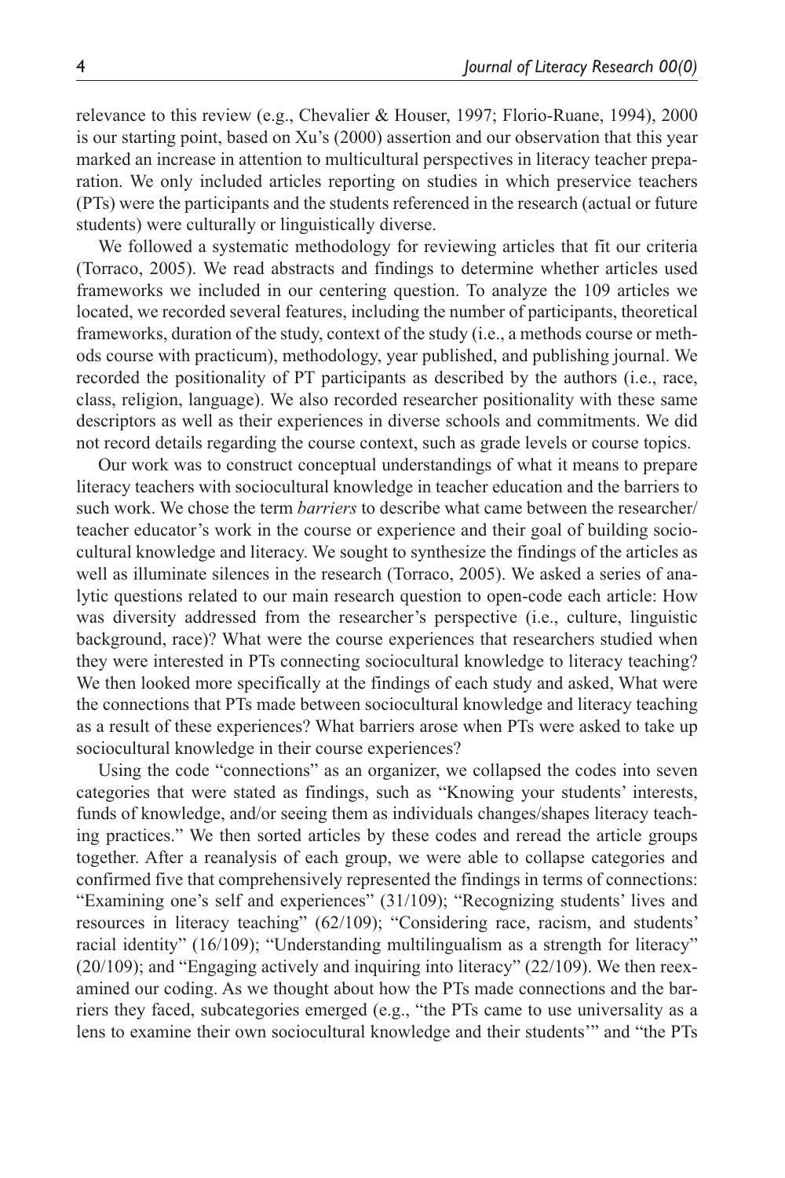relevance to this review (e.g., Chevalier & Houser, 1997; Florio-Ruane, 1994), 2000 is our starting point, based on Xu's (2000) assertion and our observation that this year marked an increase in attention to multicultural perspectives in literacy teacher preparation. We only included articles reporting on studies in which preservice teachers (PTs) were the participants and the students referenced in the research (actual or future students) were culturally or linguistically diverse.

We followed a systematic methodology for reviewing articles that fit our criteria (Torraco, 2005). We read abstracts and findings to determine whether articles used frameworks we included in our centering question. To analyze the 109 articles we located, we recorded several features, including the number of participants, theoretical frameworks, duration of the study, context of the study (i.e., a methods course or methods course with practicum), methodology, year published, and publishing journal. We recorded the positionality of PT participants as described by the authors (i.e., race, class, religion, language). We also recorded researcher positionality with these same descriptors as well as their experiences in diverse schools and commitments. We did not record details regarding the course context, such as grade levels or course topics.

Our work was to construct conceptual understandings of what it means to prepare literacy teachers with sociocultural knowledge in teacher education and the barriers to such work. We chose the term *barriers* to describe what came between the researcher/teacher educator's work in the course or experience and their goal of building sociocultural knowledge and literacy. We sought to synthesize the findings of the articles as well as illuminate silences in the research (Torraco, 2005). We asked a series of analytic questions related to our main research question to open-code each article: How was diversity addressed from the researcher's perspective (i.e., culture, linguistic background, race)? What were the course experiences that researchers studied when they were interested in PTs connecting sociocultural knowledge to literacy teaching? We then looked more specifically at the findings of each study and asked, What were the connections that PTs made between sociocultural knowledge and literacy teaching as a result of these experiences? What barriers arose when PTs were asked to take up sociocultural knowledge in their course experiences?

Using the code "connections" as an organizer, we collapsed the codes into seven categories that were stated as findings, such as "Knowing your students' interests, funds of knowledge, and/or seeing them as individuals changes/shapes literacy teaching practices." We then sorted articles by these codes and reread the article groups together. After a reanalysis of each group, we were able to collapse categories and confirmed five that comprehensively represented the findings in terms of connections: "Examining one's self and experiences" (31/109); "Recognizing students' lives and resources in literacy teaching" (62/109); "Considering race, racism, and students' racial identity" (16/109); "Understanding multilingualism as a strength for literacy" (20/109); and "Engaging actively and inquiring into literacy" (22/109). We then reexamined our coding. As we thought about how the PTs made connections and the barriers they faced, subcategories emerged (e.g., "the PTs came to use universality as a lens to examine their own sociocultural knowledge and their students'" and "the PTs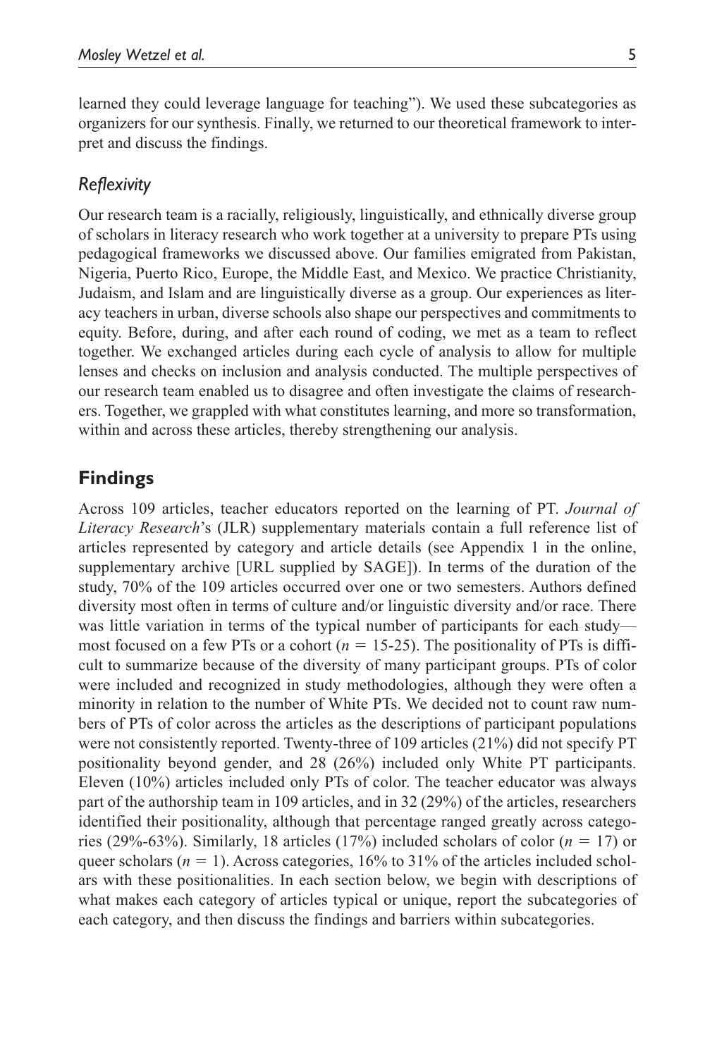learned they could leverage language for teaching"). We used these subcategories as organizers for our synthesis. Finally, we returned to our theoretical framework to interpret and discuss the findings.

### *Reflexivity*

Our research team is a racially, religiously, linguistically, and ethnically diverse group of scholars in literacy research who work together at a university to prepare PTs using pedagogical frameworks we discussed above. Our families emigrated from Pakistan, Nigeria, Puerto Rico, Europe, the Middle East, and Mexico. We practice Christianity, Judaism, and Islam and are linguistically diverse as a group. Our experiences as literacy teachers in urban, diverse schools also shape our perspectives and commitments to equity. Before, during, and after each round of coding, we met as a team to reflect together. We exchanged articles during each cycle of analysis to allow for multiple lenses and checks on inclusion and analysis conducted. The multiple perspectives of our research team enabled us to disagree and often investigate the claims of researchers. Together, we grappled with what constitutes learning, and more so transformation, within and across these articles, thereby strengthening our analysis.

## Findings

Across 109 articles, teacher educators reported on the learning of PT. *Journal of Literacy Research*'s (JLR) supplementary materials contain a full reference list of articles represented by category and article details (see Appendix 1 in the online, supplementary archive [URL supplied by SAGE]). In terms of the duration of the study, 70% of the 109 articles occurred over one or two semesters. Authors defined diversity most often in terms of culture and/or linguistic diversity and/or race. There was little variation in terms of the typical number of participants for each study—most focused on a few PTs or a cohort ($n$ = 15-25). The positionality of PTs is difficult to summarize because of the diversity of many participant groups. PTs of color were included and recognized in study methodologies, although they were often a minority in relation to the number of White PTs. We decided not to count raw numbers of PTs of color across the articles as the descriptions of participant populations were not consistently reported. Twenty-three of 109 articles (21%) did not specify PT positionality beyond gender, and 28 (26%) included only White PT participants. Eleven (10%) articles included only PTs of color. The teacher educator was always part of the authorship team in 109 articles, and in 32 (29%) of the articles, researchers identified their positionality, although that percentage ranged greatly across categories (29%-63%). Similarly, 18 articles (17%) included scholars of color ($n$ = 17) or queer scholars ($n$ = 1). Across categories, 16% to 31% of the articles included scholars with these positionalities. In each section below, we begin with descriptions of what makes each category of articles typical or unique, report the subcategories of each category, and then discuss the findings and barriers within subcategories.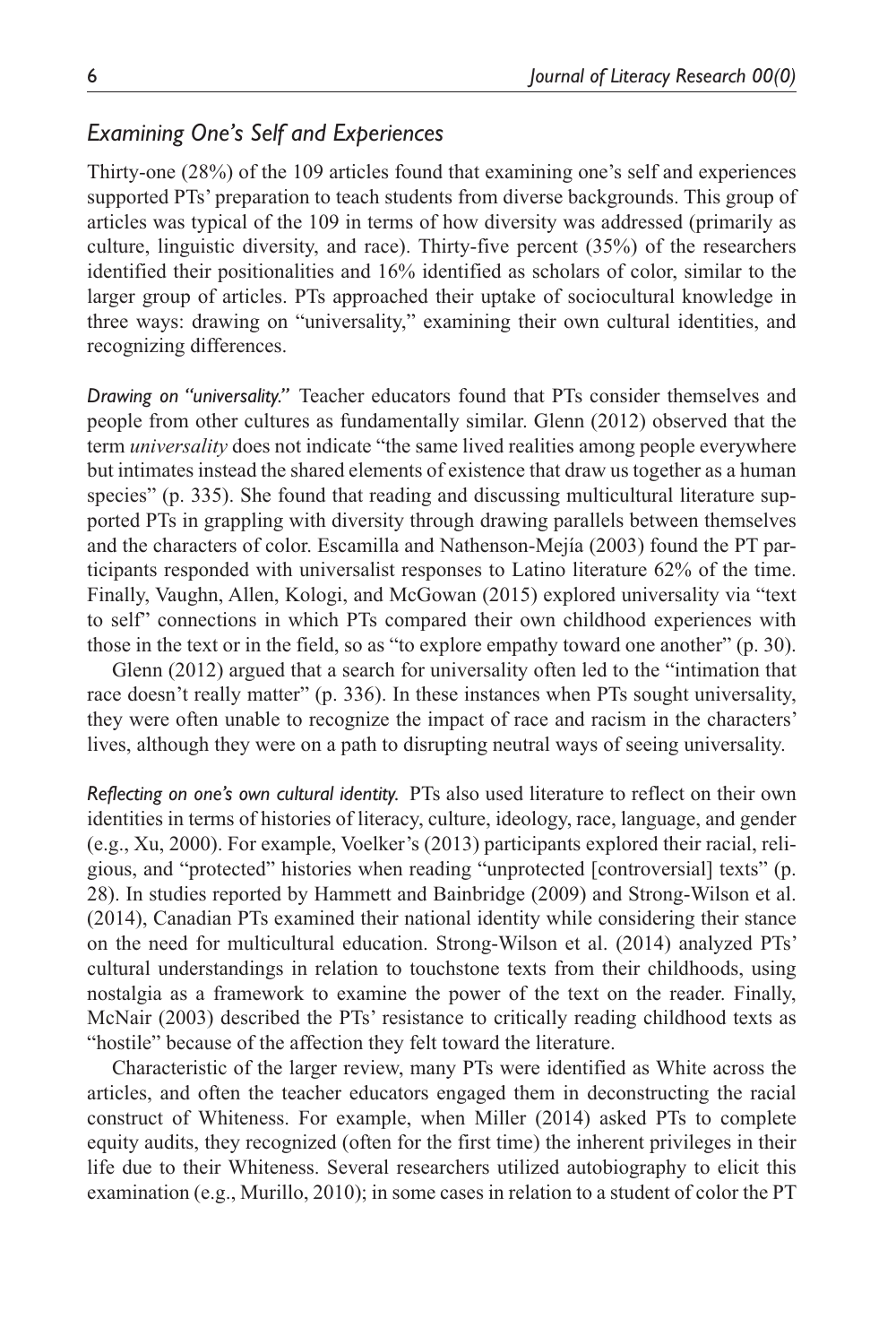### *Examining One's Self and Experiences*

Thirty-one (28%) of the 109 articles found that examining one's self and experiences supported PTs' preparation to teach students from diverse backgrounds. This group of articles was typical of the 109 in terms of how diversity was addressed (primarily as culture, linguistic diversity, and race). Thirty-five percent (35%) of the researchers identified their positionalities and 16% identified as scholars of color, similar to the larger group of articles. PTs approached their uptake of sociocultural knowledge in three ways: drawing on "universality," examining their own cultural identities, and recognizing differences.

*Drawing on "universality."* Teacher educators found that PTs consider themselves and people from other cultures as fundamentally similar. Glenn (2012) observed that the term *universality* does not indicate "the same lived realities among people everywhere but intimates instead the shared elements of existence that draw us together as a human species" (p. 335). She found that reading and discussing multicultural literature supported PTs in grappling with diversity through drawing parallels between themselves and the characters of color. Escamilla and Nathenson-Mejía (2003) found the PT participants responded with universalist responses to Latino literature 62% of the time. Finally, Vaughn, Allen, Kologi, and McGowan (2015) explored universality via "text to self" connections in which PTs compared their own childhood experiences with those in the text or in the field, so as "to explore empathy toward one another" (p. 30).

Glenn (2012) argued that a search for universality often led to the "intimation that race doesn't really matter" (p. 336). In these instances when PTs sought universality, they were often unable to recognize the impact of race and racism in the characters' lives, although they were on a path to disrupting neutral ways of seeing universality.

*Reflecting on one's own cultural identity.* PTs also used literature to reflect on their own identities in terms of histories of literacy, culture, ideology, race, language, and gender (e.g., Xu, 2000). For example, Voelker's (2013) participants explored their racial, religious, and "protected" histories when reading "unprotected [controversial] texts" (p. 28). In studies reported by Hammett and Bainbridge (2009) and Strong-Wilson et al. (2014), Canadian PTs examined their national identity while considering their stance on the need for multicultural education. Strong-Wilson et al. (2014) analyzed PTs' cultural understandings in relation to touchstone texts from their childhoods, using nostalgia as a framework to examine the power of the text on the reader. Finally, McNair (2003) described the PTs' resistance to critically reading childhood texts as "hostile" because of the affection they felt toward the literature.

Characteristic of the larger review, many PTs were identified as White across the articles, and often the teacher educators engaged them in deconstructing the racial construct of Whiteness. For example, when Miller (2014) asked PTs to complete equity audits, they recognized (often for the first time) the inherent privileges in their life due to their Whiteness. Several researchers utilized autobiography to elicit this examination (e.g., Murillo, 2010); in some cases in relation to a student of color the PT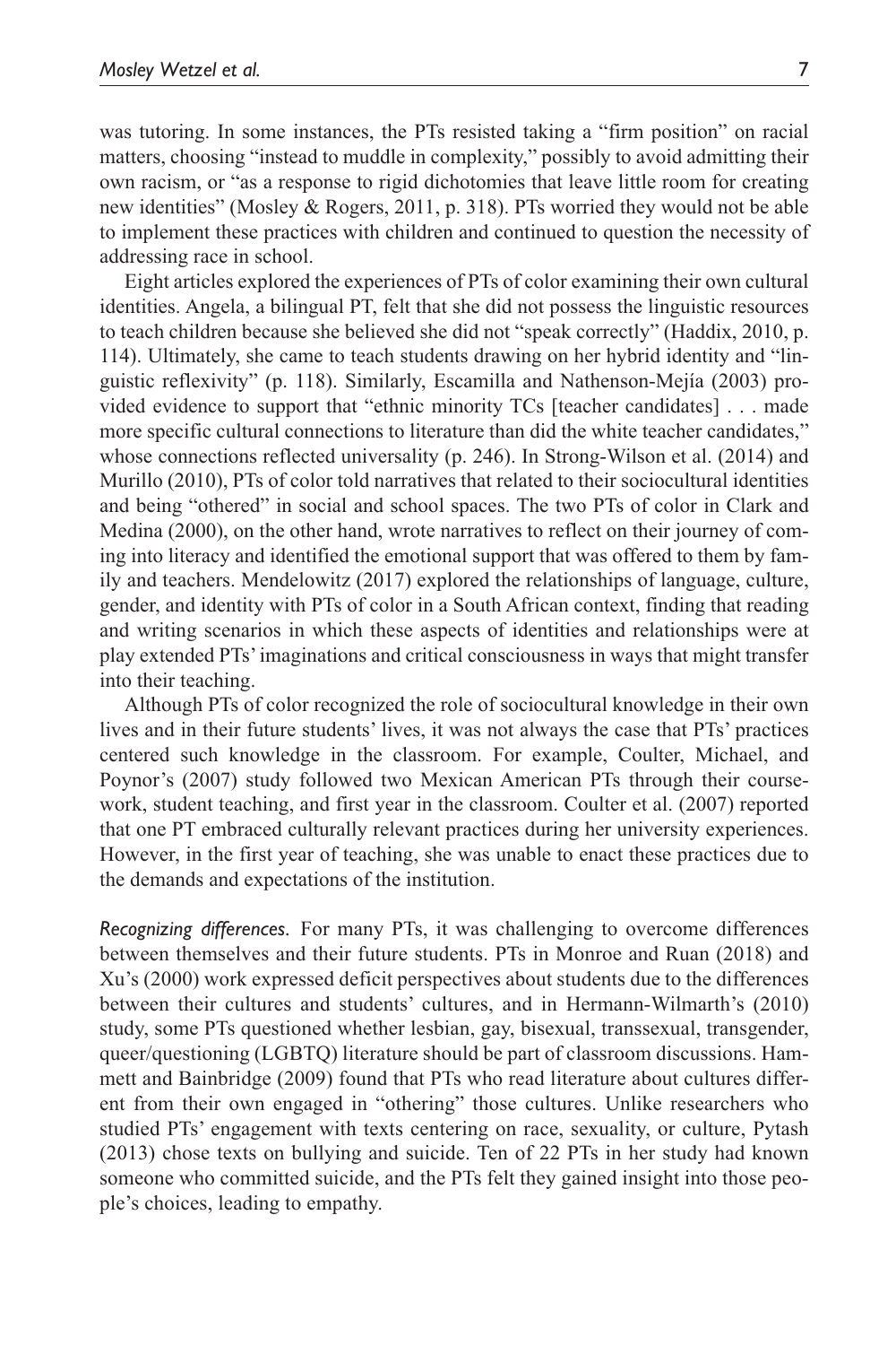was tutoring. In some instances, the PTs resisted taking a "firm position" on racial matters, choosing "instead to muddle in complexity," possibly to avoid admitting their own racism, or "as a response to rigid dichotomies that leave little room for creating new identities" (Mosley & Rogers, 2011, p. 318). PTs worried they would not be able to implement these practices with children and continued to question the necessity of addressing race in school.

Eight articles explored the experiences of PTs of color examining their own cultural identities. Angela, a bilingual PT, felt that she did not possess the linguistic resources to teach children because she believed she did not "speak correctly" (Haddix, 2010, p. 114). Ultimately, she came to teach students drawing on her hybrid identity and "linguistic reflexivity" (p. 118). Similarly, Escamilla and Nathenson-Mejía (2003) provided evidence to support that "ethnic minority TCs [teacher candidates] . . . made more specific cultural connections to literature than did the white teacher candidates," whose connections reflected universality (p. 246). In Strong-Wilson et al. (2014) and Murillo (2010), PTs of color told narratives that related to their sociocultural identities and being "othered" in social and school spaces. The two PTs of color in Clark and Medina (2000), on the other hand, wrote narratives to reflect on their journey of coming into literacy and identified the emotional support that was offered to them by family and teachers. Mendelowitz (2017) explored the relationships of language, culture, gender, and identity with PTs of color in a South African context, finding that reading and writing scenarios in which these aspects of identities and relationships were at play extended PTs' imaginations and critical consciousness in ways that might transfer into their teaching.

Although PTs of color recognized the role of sociocultural knowledge in their own lives and in their future students' lives, it was not always the case that PTs' practices centered such knowledge in the classroom. For example, Coulter, Michael, and Poynor's (2007) study followed two Mexican American PTs through their coursework, student teaching, and first year in the classroom. Coulter et al. (2007) reported that one PT embraced culturally relevant practices during her university experiences. However, in the first year of teaching, she was unable to enact these practices due to the demands and expectations of the institution.

*Recognizing differences.* For many PTs, it was challenging to overcome differences between themselves and their future students. PTs in Monroe and Ruan (2018) and Xu's (2000) work expressed deficit perspectives about students due to the differences between their cultures and students' cultures, and in Hermann-Wilmarth's (2010) study, some PTs questioned whether lesbian, gay, bisexual, transsexual, transgender, queer/questioning (LGBTQ) literature should be part of classroom discussions. Hammett and Bainbridge (2009) found that PTs who read literature about cultures different from their own engaged in "othering" those cultures. Unlike researchers who studied PTs' engagement with texts centering on race, sexuality, or culture, Pytash (2013) chose texts on bullying and suicide. Ten of 22 PTs in her study had known someone who committed suicide, and the PTs felt they gained insight into those people's choices, leading to empathy.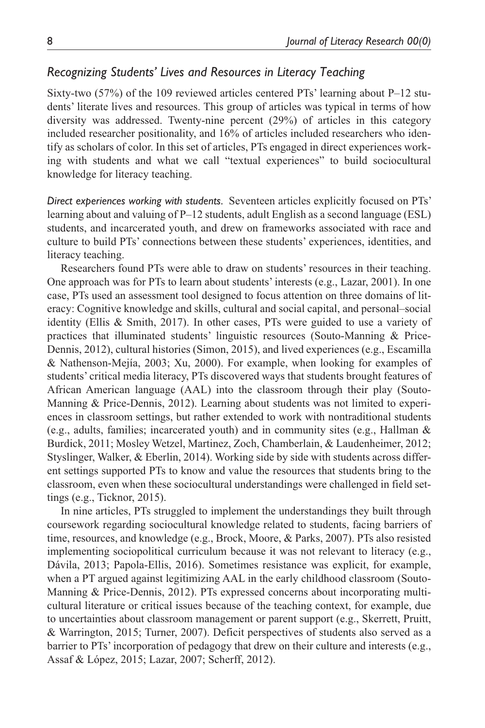### *Recognizing Students' Lives and Resources in Literacy Teaching*

Sixty-two (57%) of the 109 reviewed articles centered PTs' learning about P–12 students' literate lives and resources. This group of articles was typical in terms of how diversity was addressed. Twenty-nine percent (29%) of articles in this category included researcher positionality, and 16% of articles included researchers who identify as scholars of color. In this set of articles, PTs engaged in direct experiences working with students and what we call "textual experiences" to build sociocultural knowledge for literacy teaching.

*Direct experiences working with students.* Seventeen articles explicitly focused on PTs' learning about and valuing of P–12 students, adult English as a second language (ESL) students, and incarcerated youth, and drew on frameworks associated with race and culture to build PTs' connections between these students' experiences, identities, and literacy teaching.

Researchers found PTs were able to draw on students' resources in their teaching. One approach was for PTs to learn about students' interests (e.g., Lazar, 2001). In one case, PTs used an assessment tool designed to focus attention on three domains of literacy: Cognitive knowledge and skills, cultural and social capital, and personal–social identity (Ellis & Smith, 2017). In other cases, PTs were guided to use a variety of practices that illuminated students' linguistic resources (Souto-Manning & Price-Dennis, 2012), cultural histories (Simon, 2015), and lived experiences (e.g., Escamilla & Nathenson-Mejía, 2003; Xu, 2000). For example, when looking for examples of students' critical media literacy, PTs discovered ways that students brought features of African American language (AAL) into the classroom through their play (Souto-Manning & Price-Dennis, 2012). Learning about students was not limited to experiences in classroom settings, but rather extended to work with nontraditional students (e.g., adults, families; incarcerated youth) and in community sites (e.g., Hallman & Burdick, 2011; Mosley Wetzel, Martinez, Zoch, Chamberlain, & Laudenheimer, 2012; Styslinger, Walker, & Eberlin, 2014). Working side by side with students across different settings supported PTs to know and value the resources that students bring to the classroom, even when these sociocultural understandings were challenged in field settings (e.g., Ticknor, 2015).

In nine articles, PTs struggled to implement the understandings they built through coursework regarding sociocultural knowledge related to students, facing barriers of time, resources, and knowledge (e.g., Brock, Moore, & Parks, 2007). PTs also resisted implementing sociopolitical curriculum because it was not relevant to literacy (e.g., Dávila, 2013; Papola-Ellis, 2016). Sometimes resistance was explicit, for example, when a PT argued against legitimizing AAL in the early childhood classroom (Souto-Manning & Price-Dennis, 2012). PTs expressed concerns about incorporating multicultural literature or critical issues because of the teaching context, for example, due to uncertainties about classroom management or parent support (e.g., Skerrett, Pruitt, & Warrington, 2015; Turner, 2007). Deficit perspectives of students also served as a barrier to PTs' incorporation of pedagogy that drew on their culture and interests (e.g., Assaf & López, 2015; Lazar, 2007; Scherff, 2012).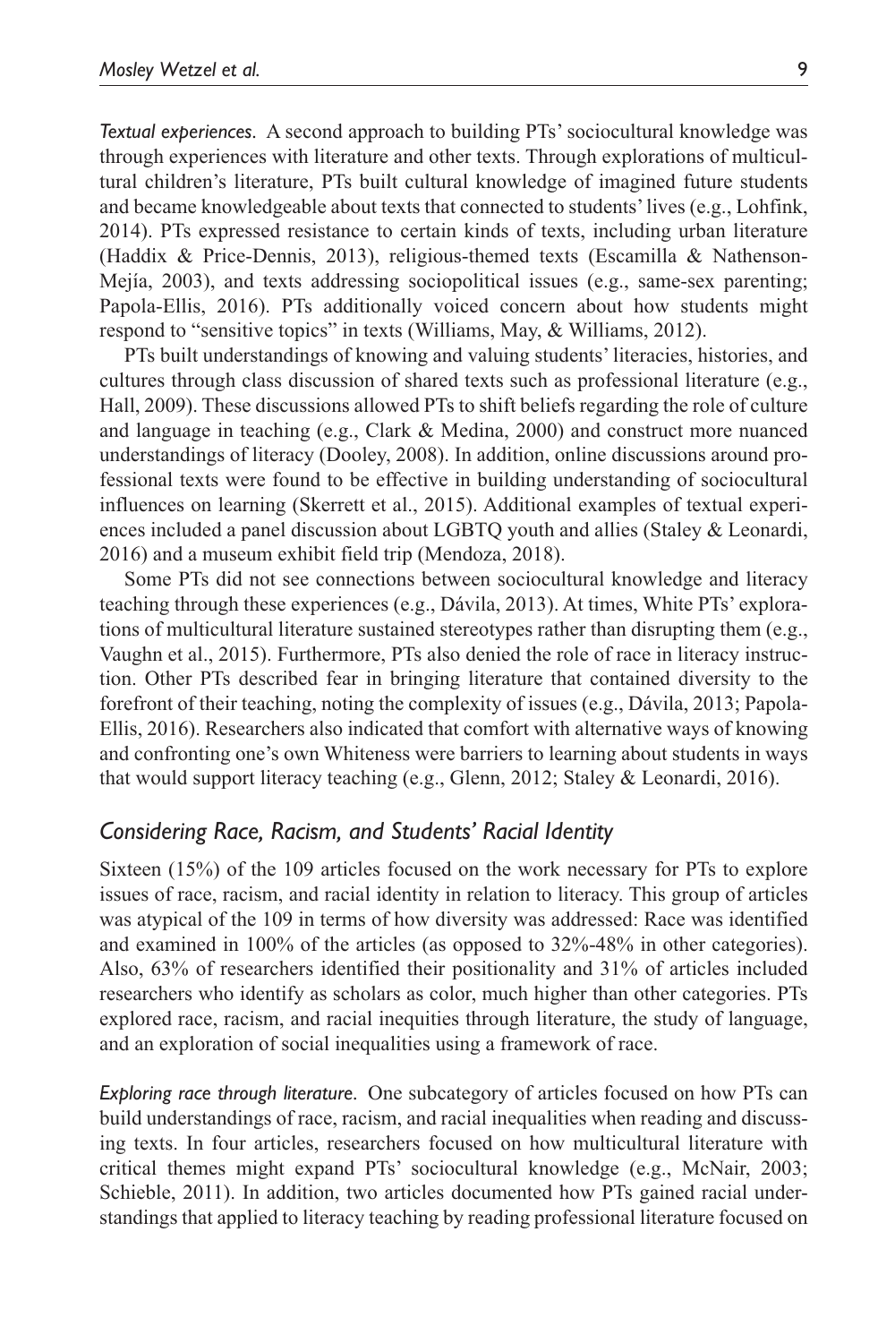*Textual experiences.* A second approach to building PTs' sociocultural knowledge was through experiences with literature and other texts. Through explorations of multicultural children's literature, PTs built cultural knowledge of imagined future students and became knowledgeable about texts that connected to students' lives (e.g., Lohfink, 2014). PTs expressed resistance to certain kinds of texts, including urban literature (Haddix & Price-Dennis, 2013), religious-themed texts (Escamilla & Nathenson-Mejía, 2003), and texts addressing sociopolitical issues (e.g., same-sex parenting; Papola-Ellis, 2016). PTs additionally voiced concern about how students might respond to "sensitive topics" in texts (Williams, May, & Williams, 2012).

PTs built understandings of knowing and valuing students' literacies, histories, and cultures through class discussion of shared texts such as professional literature (e.g., Hall, 2009). These discussions allowed PTs to shift beliefs regarding the role of culture and language in teaching (e.g., Clark & Medina, 2000) and construct more nuanced understandings of literacy (Dooley, 2008). In addition, online discussions around professional texts were found to be effective in building understanding of sociocultural influences on learning (Skerrett et al., 2015). Additional examples of textual experiences included a panel discussion about LGBTQ youth and allies (Staley & Leonardi, 2016) and a museum exhibit field trip (Mendoza, 2018).

Some PTs did not see connections between sociocultural knowledge and literacy teaching through these experiences (e.g., Dávila, 2013). At times, White PTs' explorations of multicultural literature sustained stereotypes rather than disrupting them (e.g., Vaughn et al., 2015). Furthermore, PTs also denied the role of race in literacy instruction. Other PTs described fear in bringing literature that contained diversity to the forefront of their teaching, noting the complexity of issues (e.g., Dávila, 2013; Papola-Ellis, 2016). Researchers also indicated that comfort with alternative ways of knowing and confronting one's own Whiteness were barriers to learning about students in ways that would support literacy teaching (e.g., Glenn, 2012; Staley & Leonardi, 2016).

## *Considering Race, Racism, and Students' Racial Identity*

Sixteen (15%) of the 109 articles focused on the work necessary for PTs to explore issues of race, racism, and racial identity in relation to literacy. This group of articles was atypical of the 109 in terms of how diversity was addressed: Race was identified and examined in 100% of the articles (as opposed to 32%-48% in other categories). Also, 63% of researchers identified their positionality and 31% of articles included researchers who identify as scholars as color, much higher than other categories. PTs explored race, racism, and racial inequities through literature, the study of language, and an exploration of social inequalities using a framework of race.

*Exploring race through literature.* One subcategory of articles focused on how PTs can build understandings of race, racism, and racial inequalities when reading and discussing texts. In four articles, researchers focused on how multicultural literature with critical themes might expand PTs' sociocultural knowledge (e.g., McNair, 2003; Schieble, 2011). In addition, two articles documented how PTs gained racial understandings that applied to literacy teaching by reading professional literature focused on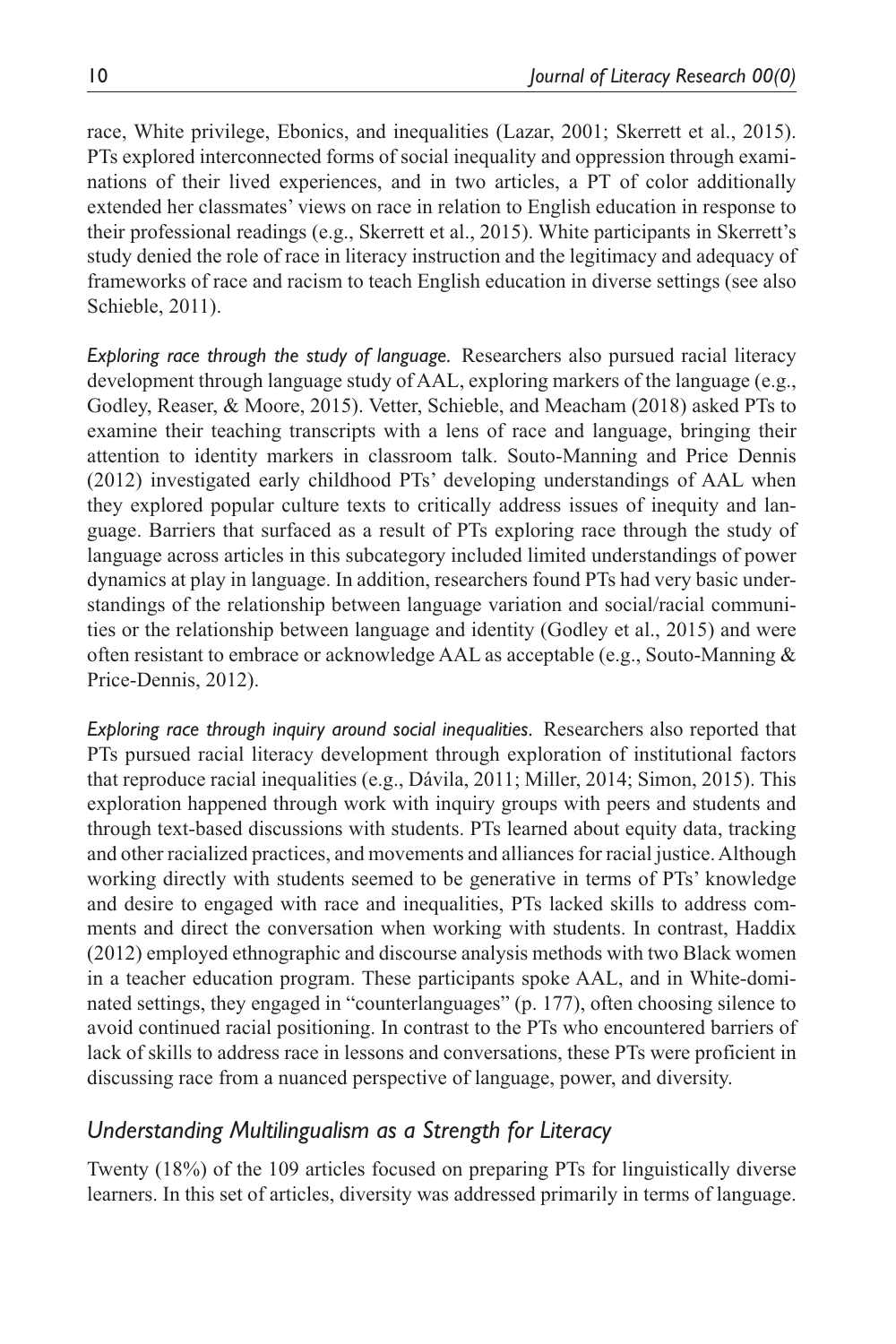race, White privilege, Ebonics, and inequalities (Lazar, 2001; Skerrett et al., 2015). PTs explored interconnected forms of social inequality and oppression through examinations of their lived experiences, and in two articles, a PT of color additionally extended her classmates' views on race in relation to English education in response to their professional readings (e.g., Skerrett et al., 2015). White participants in Skerrett's study denied the role of race in literacy instruction and the legitimacy and adequacy of frameworks of race and racism to teach English education in diverse settings (see also Schieble, 2011).

*Exploring race through the study of language.* Researchers also pursued racial literacy development through language study of AAL, exploring markers of the language (e.g., Godley, Reaser, & Moore, 2015). Vetter, Schieble, and Meacham (2018) asked PTs to examine their teaching transcripts with a lens of race and language, bringing their attention to identity markers in classroom talk. Souto-Manning and Price Dennis (2012) investigated early childhood PTs' developing understandings of AAL when they explored popular culture texts to critically address issues of inequity and language. Barriers that surfaced as a result of PTs exploring race through the study of language across articles in this subcategory included limited understandings of power dynamics at play in language. In addition, researchers found PTs had very basic understandings of the relationship between language variation and social/racial communities or the relationship between language and identity (Godley et al., 2015) and were often resistant to embrace or acknowledge AAL as acceptable (e.g., Souto-Manning & Price-Dennis, 2012).

*Exploring race through inquiry around social inequalities.* Researchers also reported that PTs pursued racial literacy development through exploration of institutional factors that reproduce racial inequalities (e.g., Dávila, 2011; Miller, 2014; Simon, 2015). This exploration happened through work with inquiry groups with peers and students and through text-based discussions with students. PTs learned about equity data, tracking and other racialized practices, and movements and alliances for racial justice. Although working directly with students seemed to be generative in terms of PTs' knowledge and desire to engaged with race and inequalities, PTs lacked skills to address comments and direct the conversation when working with students. In contrast, Haddix (2012) employed ethnographic and discourse analysis methods with two Black women in a teacher education program. These participants spoke AAL, and in White-dominated settings, they engaged in "counterlanguages" (p. 177), often choosing silence to avoid continued racial positioning. In contrast to the PTs who encountered barriers of lack of skills to address race in lessons and conversations, these PTs were proficient in discussing race from a nuanced perspective of language, power, and diversity.

## *Understanding Multilingualism as a Strength for Literacy*

Twenty (18%) of the 109 articles focused on preparing PTs for linguistically diverse learners. In this set of articles, diversity was addressed primarily in terms of language.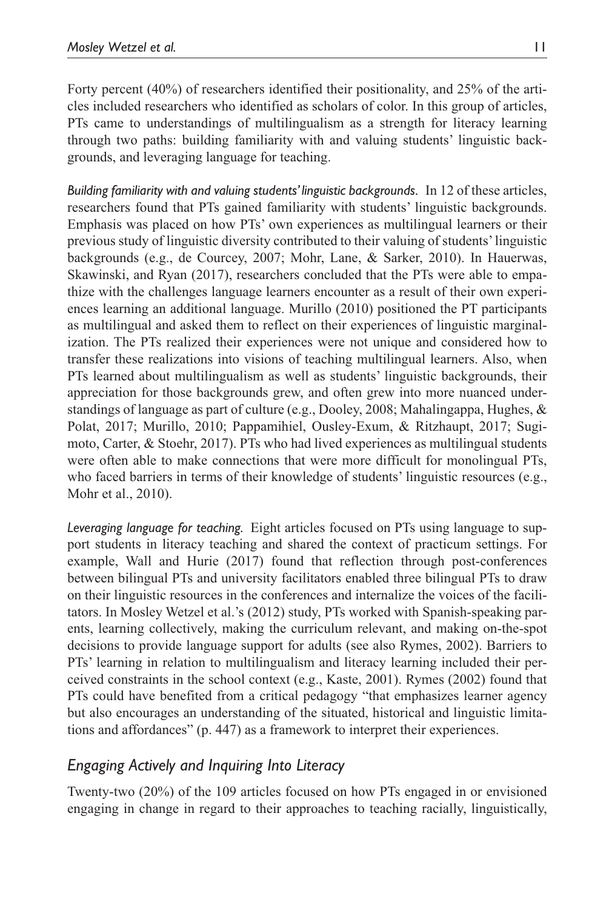Forty percent (40%) of researchers identified their positionality, and 25% of the articles included researchers who identified as scholars of color. In this group of articles, PTs came to understandings of multilingualism as a strength for literacy learning through two paths: building familiarity with and valuing students' linguistic backgrounds, and leveraging language for teaching.

*Building familiarity with and valuing students' linguistic backgrounds.* In 12 of these articles, researchers found that PTs gained familiarity with students' linguistic backgrounds. Emphasis was placed on how PTs' own experiences as multilingual learners or their previous study of linguistic diversity contributed to their valuing of students' linguistic backgrounds (e.g., de Courcey, 2007; Mohr, Lane, & Sarker, 2010). In Hauerwas, Skawinski, and Ryan (2017), researchers concluded that the PTs were able to empathize with the challenges language learners encounter as a result of their own experiences learning an additional language. Murillo (2010) positioned the PT participants as multilingual and asked them to reflect on their experiences of linguistic marginalization. The PTs realized their experiences were not unique and considered how to transfer these realizations into visions of teaching multilingual learners. Also, when PTs learned about multilingualism as well as students' linguistic backgrounds, their appreciation for those backgrounds grew, and often grew into more nuanced understandings of language as part of culture (e.g., Dooley, 2008; Mahalingappa, Hughes, & Polat, 2017; Murillo, 2010; Pappamihiel, Ousley-Exum, & Ritzhaupt, 2017; Sugimoto, Carter, & Stoehr, 2017). PTs who had lived experiences as multilingual students were often able to make connections that were more difficult for monolingual PTs, who faced barriers in terms of their knowledge of students' linguistic resources (e.g., Mohr et al., 2010).

*Leveraging language for teaching.* Eight articles focused on PTs using language to support students in literacy teaching and shared the context of practicum settings. For example, Wall and Hurie (2017) found that reflection through post-conferences between bilingual PTs and university facilitators enabled three bilingual PTs to draw on their linguistic resources in the conferences and internalize the voices of the facilitators. In Mosley Wetzel et al.'s (2012) study, PTs worked with Spanish-speaking parents, learning collectively, making the curriculum relevant, and making on-the-spot decisions to provide language support for adults (see also Rymes, 2002). Barriers to PTs' learning in relation to multilingualism and literacy learning included their perceived constraints in the school context (e.g., Kaste, 2001). Rymes (2002) found that PTs could have benefited from a critical pedagogy "that emphasizes learner agency but also encourages an understanding of the situated, historical and linguistic limitations and affordances" (p. 447) as a framework to interpret their experiences.

## *Engaging Actively and Inquiring Into Literacy*

Twenty-two (20%) of the 109 articles focused on how PTs engaged in or envisioned engaging in change in regard to their approaches to teaching racially, linguistically,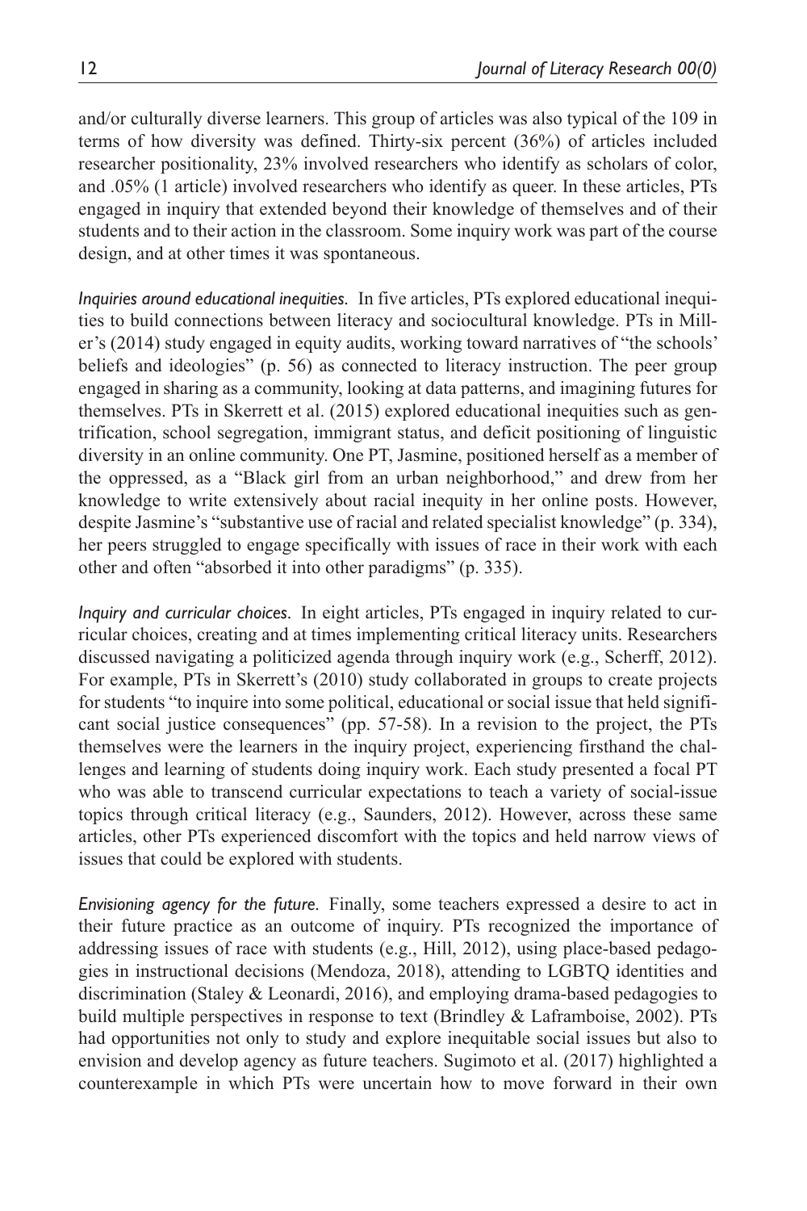and/or culturally diverse learners. This group of articles was also typical of the 109 in terms of how diversity was defined. Thirty-six percent (36%) of articles included researcher positionality, 23% involved researchers who identify as scholars of color, and .05% (1 article) involved researchers who identify as queer. In these articles, PTs engaged in inquiry that extended beyond their knowledge of themselves and of their students and to their action in the classroom. Some inquiry work was part of the course design, and at other times it was spontaneous.

*Inquiries around educational inequities.* In five articles, PTs explored educational inequities to build connections between literacy and sociocultural knowledge. PTs in Miller's (2014) study engaged in equity audits, working toward narratives of "the schools' beliefs and ideologies" (p. 56) as connected to literacy instruction. The peer group engaged in sharing as a community, looking at data patterns, and imagining futures for themselves. PTs in Skerrett et al. (2015) explored educational inequities such as gentrification, school segregation, immigrant status, and deficit positioning of linguistic diversity in an online community. One PT, Jasmine, positioned herself as a member of the oppressed, as a "Black girl from an urban neighborhood," and drew from her knowledge to write extensively about racial inequity in her online posts. However, despite Jasmine's "substantive use of racial and related specialist knowledge" (p. 334), her peers struggled to engage specifically with issues of race in their work with each other and often "absorbed it into other paradigms" (p. 335).

*Inquiry and curricular choices.* In eight articles, PTs engaged in inquiry related to curricular choices, creating and at times implementing critical literacy units. Researchers discussed navigating a politicized agenda through inquiry work (e.g., Scherff, 2012). For example, PTs in Skerrett's (2010) study collaborated in groups to create projects for students "to inquire into some political, educational or social issue that held significant social justice consequences" (pp. 57-58). In a revision to the project, the PTs themselves were the learners in the inquiry project, experiencing firsthand the challenges and learning of students doing inquiry work. Each study presented a focal PT who was able to transcend curricular expectations to teach a variety of social-issue topics through critical literacy (e.g., Saunders, 2012). However, across these same articles, other PTs experienced discomfort with the topics and held narrow views of issues that could be explored with students.

*Envisioning agency for the future.* Finally, some teachers expressed a desire to act in their future practice as an outcome of inquiry. PTs recognized the importance of addressing issues of race with students (e.g., Hill, 2012), using place-based pedagogies in instructional decisions (Mendoza, 2018), attending to LGBTQ identities and discrimination (Staley & Leonardi, 2016), and employing drama-based pedagogies to build multiple perspectives in response to text (Brindley & Laframboise, 2002). PTs had opportunities not only to study and explore inequitable social issues but also to envision and develop agency as future teachers. Sugimoto et al. (2017) highlighted a counterexample in which PTs were uncertain how to move forward in their own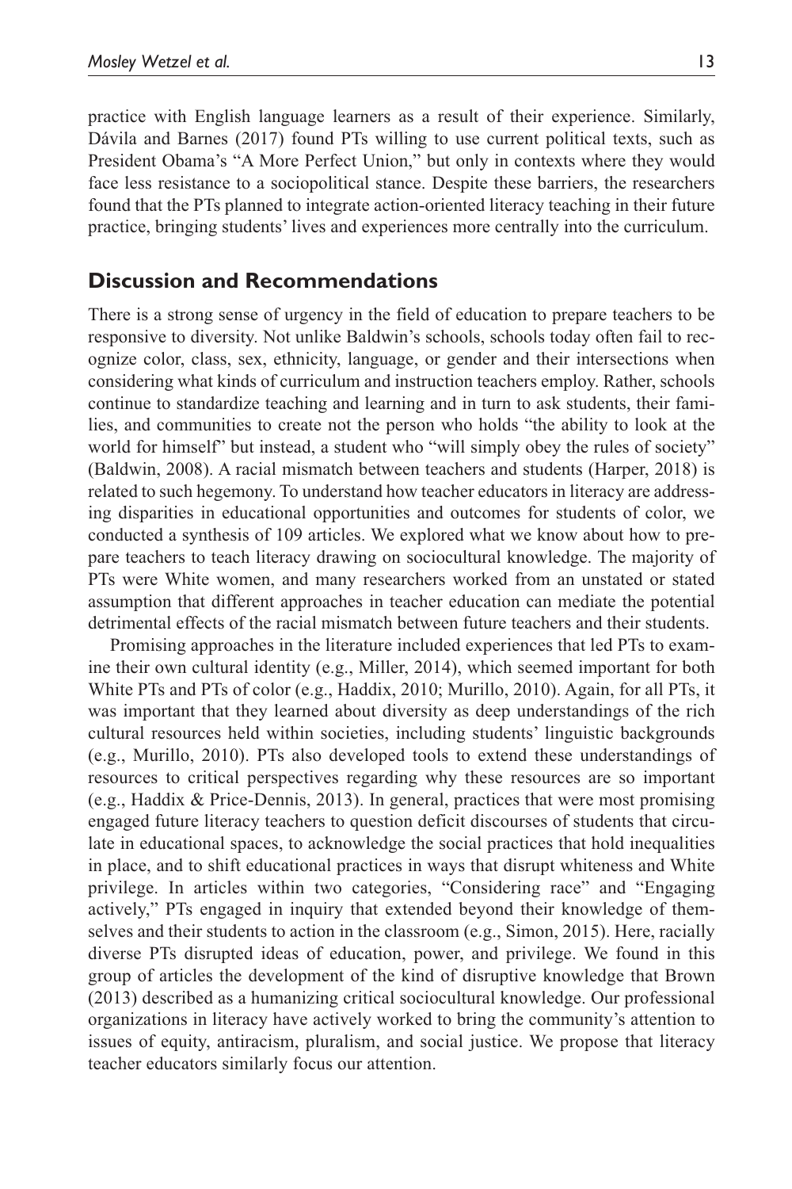practice with English language learners as a result of their experience. Similarly, Dávila and Barnes (2017) found PTs willing to use current political texts, such as President Obama's "A More Perfect Union," but only in contexts where they would face less resistance to a sociopolitical stance. Despite these barriers, the researchers found that the PTs planned to integrate action-oriented literacy teaching in their future practice, bringing students' lives and experiences more centrally into the curriculum.

## Discussion and Recommendations

There is a strong sense of urgency in the field of education to prepare teachers to be responsive to diversity. Not unlike Baldwin's schools, schools today often fail to recognize color, class, sex, ethnicity, language, or gender and their intersections when considering what kinds of curriculum and instruction teachers employ. Rather, schools continue to standardize teaching and learning and in turn to ask students, their families, and communities to create not the person who holds "the ability to look at the world for himself" but instead, a student who "will simply obey the rules of society" (Baldwin, 2008). A racial mismatch between teachers and students (Harper, 2018) is related to such hegemony. To understand how teacher educators in literacy are addressing disparities in educational opportunities and outcomes for students of color, we conducted a synthesis of 109 articles. We explored what we know about how to prepare teachers to teach literacy drawing on sociocultural knowledge. The majority of PTs were White women, and many researchers worked from an unstated or stated assumption that different approaches in teacher education can mediate the potential detrimental effects of the racial mismatch between future teachers and their students.

Promising approaches in the literature included experiences that led PTs to examine their own cultural identity (e.g., Miller, 2014), which seemed important for both White PTs and PTs of color (e.g., Haddix, 2010; Murillo, 2010). Again, for all PTs, it was important that they learned about diversity as deep understandings of the rich cultural resources held within societies, including students' linguistic backgrounds (e.g., Murillo, 2010). PTs also developed tools to extend these understandings of resources to critical perspectives regarding why these resources are so important (e.g., Haddix & Price-Dennis, 2013). In general, practices that were most promising engaged future literacy teachers to question deficit discourses of students that circulate in educational spaces, to acknowledge the social practices that hold inequalities in place, and to shift educational practices in ways that disrupt whiteness and White privilege. In articles within two categories, "Considering race" and "Engaging actively," PTs engaged in inquiry that extended beyond their knowledge of themselves and their students to action in the classroom (e.g., Simon, 2015). Here, racially diverse PTs disrupted ideas of education, power, and privilege. We found in this group of articles the development of the kind of disruptive knowledge that Brown (2013) described as a humanizing critical sociocultural knowledge. Our professional organizations in literacy have actively worked to bring the community's attention to issues of equity, antiracism, pluralism, and social justice. We propose that literacy teacher educators similarly focus our attention.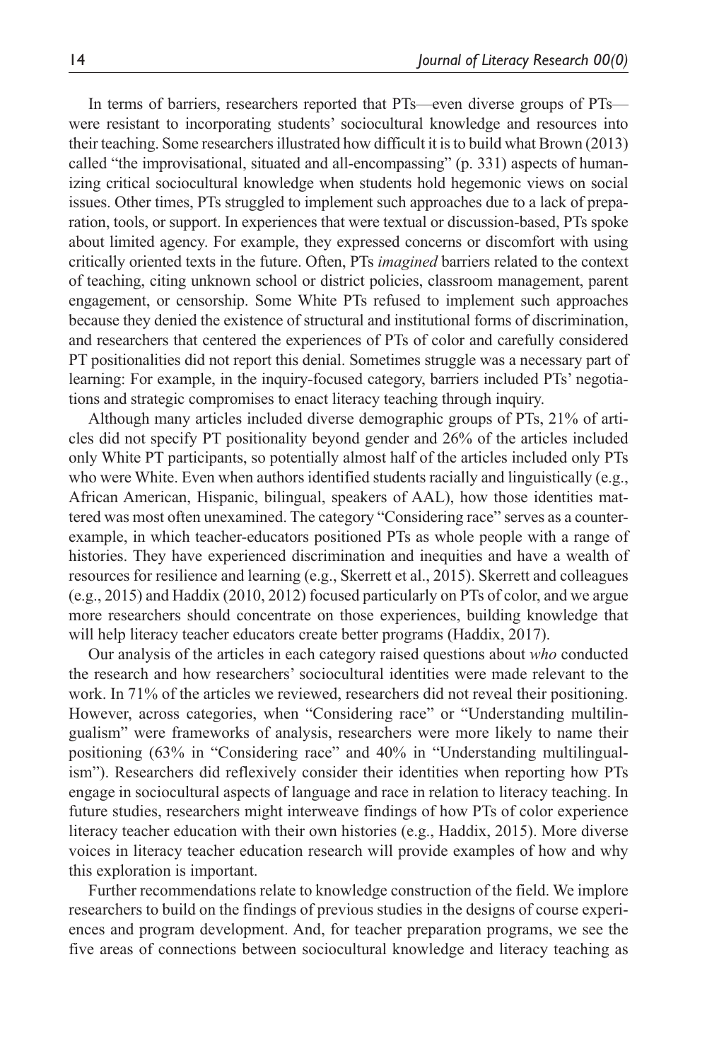In terms of barriers, researchers reported that PTs—even diverse groups of PTs—were resistant to incorporating students' sociocultural knowledge and resources into their teaching. Some researchers illustrated how difficult it is to build what Brown (2013) called "the improvisational, situated and all-encompassing" (p. 331) aspects of humanizing critical sociocultural knowledge when students hold hegemonic views on social issues. Other times, PTs struggled to implement such approaches due to a lack of preparation, tools, or support. In experiences that were textual or discussion-based, PTs spoke about limited agency. For example, they expressed concerns or discomfort with using critically oriented texts in the future. Often, PTs *imagined* barriers related to the context of teaching, citing unknown school or district policies, classroom management, parent engagement, or censorship. Some White PTs refused to implement such approaches because they denied the existence of structural and institutional forms of discrimination, and researchers that centered the experiences of PTs of color and carefully considered PT positionalities did not report this denial. Sometimes struggle was a necessary part of learning: For example, in the inquiry-focused category, barriers included PTs' negotiations and strategic compromises to enact literacy teaching through inquiry.

Although many articles included diverse demographic groups of PTs, 21% of articles did not specify PT positionality beyond gender and 26% of the articles included only White PT participants, so potentially almost half of the articles included only PTs who were White. Even when authors identified students racially and linguistically (e.g., African American, Hispanic, bilingual, speakers of AAL), how those identities mattered was most often unexamined. The category "Considering race" serves as a counterexample, in which teacher-educators positioned PTs as whole people with a range of histories. They have experienced discrimination and inequities and have a wealth of resources for resilience and learning (e.g., Skerrett et al., 2015). Skerrett and colleagues (e.g., 2015) and Haddix (2010, 2012) focused particularly on PTs of color, and we argue more researchers should concentrate on those experiences, building knowledge that will help literacy teacher educators create better programs (Haddix, 2017).

Our analysis of the articles in each category raised questions about *who* conducted the research and how researchers' sociocultural identities were made relevant to the work. In 71% of the articles we reviewed, researchers did not reveal their positioning. However, across categories, when "Considering race" or "Understanding multilingualism" were frameworks of analysis, researchers were more likely to name their positioning (63% in "Considering race" and 40% in "Understanding multilingualism"). Researchers did reflexively consider their identities when reporting how PTs engage in sociocultural aspects of language and race in relation to literacy teaching. In future studies, researchers might interweave findings of how PTs of color experience literacy teacher education with their own histories (e.g., Haddix, 2015). More diverse voices in literacy teacher education research will provide examples of how and why this exploration is important.

Further recommendations relate to knowledge construction of the field. We implore researchers to build on the findings of previous studies in the designs of course experiences and program development. And, for teacher preparation programs, we see the five areas of connections between sociocultural knowledge and literacy teaching as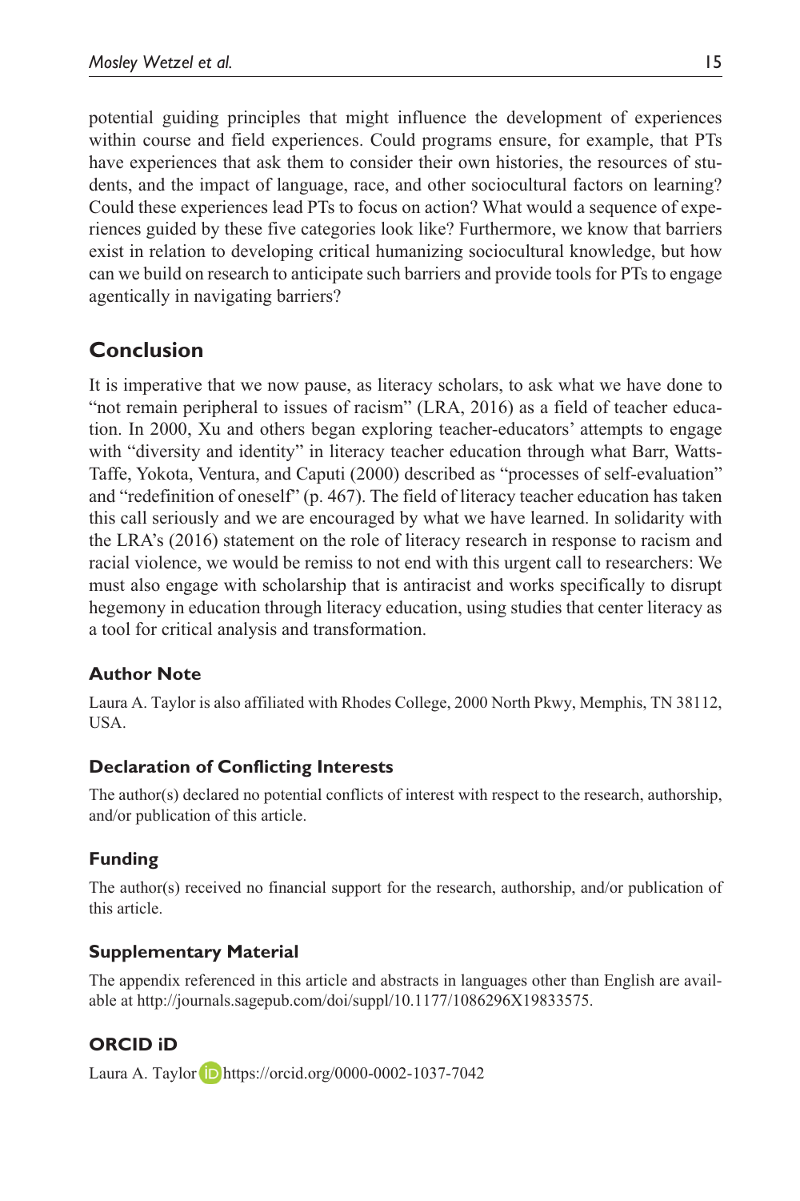potential guiding principles that might influence the development of experiences within course and field experiences. Could programs ensure, for example, that PTs have experiences that ask them to consider their own histories, the resources of students, and the impact of language, race, and other sociocultural factors on learning? Could these experiences lead PTs to focus on action? What would a sequence of experiences guided by these five categories look like? Furthermore, we know that barriers exist in relation to developing critical humanizing sociocultural knowledge, but how can we build on research to anticipate such barriers and provide tools for PTs to engage agentically in navigating barriers?

## Conclusion

It is imperative that we now pause, as literacy scholars, to ask what we have done to "not remain peripheral to issues of racism" (LRA, 2016) as a field of teacher education. In 2000, Xu and others began exploring teacher-educators' attempts to engage with "diversity and identity" in literacy teacher education through what Barr, Watts-Taffe, Yokota, Ventura, and Caputi (2000) described as "processes of self-evaluation" and "redefinition of oneself" (p. 467). The field of literacy teacher education has taken this call seriously and we are encouraged by what we have learned. In solidarity with the LRA's (2016) statement on the role of literacy research in response to racism and racial violence, we would be remiss to not end with this urgent call to researchers: We must also engage with scholarship that is antiracist and works specifically to disrupt hegemony in education through literacy education, using studies that center literacy as a tool for critical analysis and transformation.

### Author Note

Laura A. Taylor is also affiliated with Rhodes College, 2000 North Pkwy, Memphis, TN 38112, USA.

### Declaration of Conflicting Interests

The author(s) declared no potential conflicts of interest with respect to the research, authorship, and/or publication of this article.

### Funding

The author(s) received no financial support for the research, authorship, and/or publication of this article.

### Supplementary Material

The appendix referenced in this article and abstracts in languages other than English are available at http://journals.sagepub.com/doi/suppl/10.1177/1086296X19833575.

### ORCID iD

Laura A. Taylor https://orcid.org/0000-0002-1037-7042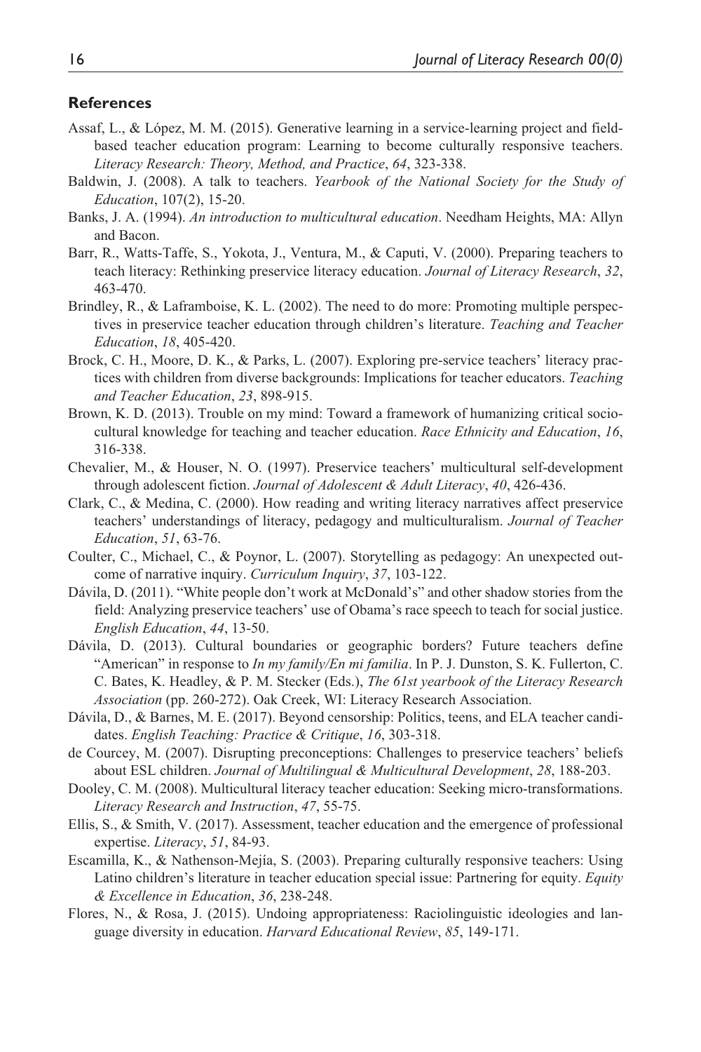## References

Assaf, L., & López, M. M. (2015). Generative learning in a service-learning project and field-based teacher education program: Learning to become culturally responsive teachers. *Literacy Research: Theory, Method, and Practice*, *64*, 323-338.

Baldwin, J. (2008). A talk to teachers. *Yearbook of the National Society for the Study of Education*, 107(2), 15-20.

Banks, J. A. (1994). *An introduction to multicultural education*. Needham Heights, MA: Allyn and Bacon.

Barr, R., Watts-Taffe, S., Yokota, J., Ventura, M., & Caputi, V. (2000). Preparing teachers to teach literacy: Rethinking preservice literacy education. *Journal of Literacy Research*, *32*, 463-470.

Brindley, R., & Laframboise, K. L. (2002). The need to do more: Promoting multiple perspectives in preservice teacher education through children's literature. *Teaching and Teacher Education*, *18*, 405-420.

Brock, C. H., Moore, D. K., & Parks, L. (2007). Exploring pre-service teachers' literacy practices with children from diverse backgrounds: Implications for teacher educators. *Teaching and Teacher Education*, *23*, 898-915.

Brown, K. D. (2013). Trouble on my mind: Toward a framework of humanizing critical sociocultural knowledge for teaching and teacher education. *Race Ethnicity and Education*, *16*, 316-338.

Chevalier, M., & Houser, N. O. (1997). Preservice teachers' multicultural self-development through adolescent fiction. *Journal of Adolescent & Adult Literacy*, *40*, 426-436.

Clark, C., & Medina, C. (2000). How reading and writing literacy narratives affect preservice teachers' understandings of literacy, pedagogy and multiculturalism. *Journal of Teacher Education*, *51*, 63-76.

Coulter, C., Michael, C., & Poynor, L. (2007). Storytelling as pedagogy: An unexpected outcome of narrative inquiry. *Curriculum Inquiry*, *37*, 103-122.

Dávila, D. (2011). "White people don't work at McDonald's" and other shadow stories from the field: Analyzing preservice teachers' use of Obama's race speech to teach for social justice. *English Education*, *44*, 13-50.

Dávila, D. (2013). Cultural boundaries or geographic borders? Future teachers define "American" in response to *In my family/En mi familia*. In P. J. Dunston, S. K. Fullerton, C. C. Bates, K. Headley, & P. M. Stecker (Eds.), *The 61st yearbook of the Literacy Research Association* (pp. 260-272). Oak Creek, WI: Literacy Research Association.

Dávila, D., & Barnes, M. E. (2017). Beyond censorship: Politics, teens, and ELA teacher candidates. *English Teaching: Practice & Critique*, *16*, 303-318.

de Courcey, M. (2007). Disrupting preconceptions: Challenges to preservice teachers' beliefs about ESL children. *Journal of Multilingual & Multicultural Development*, *28*, 188-203.

Dooley, C. M. (2008). Multicultural literacy teacher education: Seeking micro-transformations. *Literacy Research and Instruction*, *47*, 55-75.

Ellis, S., & Smith, V. (2017). Assessment, teacher education and the emergence of professional expertise. *Literacy*, *51*, 84-93.

Escamilla, K., & Nathenson-Mejía, S. (2003). Preparing culturally responsive teachers: Using Latino children's literature in teacher education special issue: Partnering for equity. *Equity & Excellence in Education*, *36*, 238-248.

Flores, N., & Rosa, J. (2015). Undoing appropriateness: Raciolinguistic ideologies and language diversity in education. *Harvard Educational Review*, *85*, 149-171.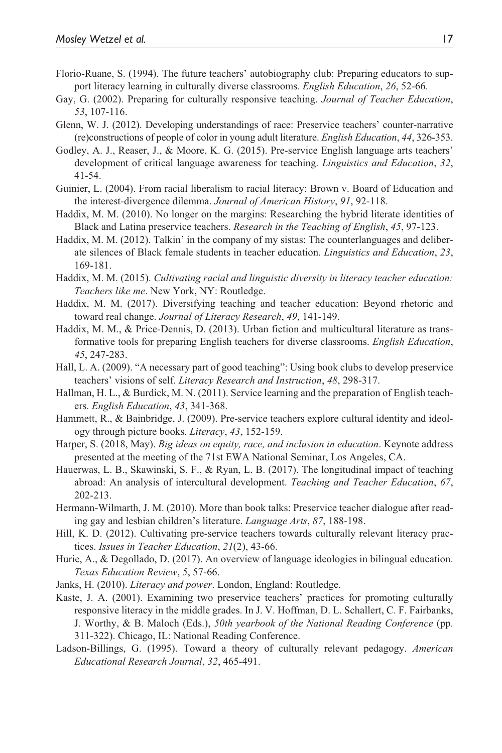Florio-Ruane, S. (1994). The future teachers' autobiography club: Preparing educators to support literacy learning in culturally diverse classrooms. *English Education*, *26*, 52-66.

Gay, G. (2002). Preparing for culturally responsive teaching. *Journal of Teacher Education*, *53*, 107-116.

Glenn, W. J. (2012). Developing understandings of race: Preservice teachers' counter-narrative (re)constructions of people of color in young adult literature. *English Education*, *44*, 326-353.

Godley, A. J., Reaser, J., & Moore, K. G. (2015). Pre-service English language arts teachers' development of critical language awareness for teaching. *Linguistics and Education*, *32*, 41-54.

Guinier, L. (2004). From racial liberalism to racial literacy: Brown v. Board of Education and the interest-divergence dilemma. *Journal of American History*, *91*, 92-118.

Haddix, M. M. (2010). No longer on the margins: Researching the hybrid literate identities of Black and Latina preservice teachers. *Research in the Teaching of English*, *45*, 97-123.

Haddix, M. M. (2012). Talkin' in the company of my sistas: The counterlanguages and deliberate silences of Black female students in teacher education. *Linguistics and Education*, *23*, 169-181.

Haddix, M. M. (2015). *Cultivating racial and linguistic diversity in literacy teacher education: Teachers like me*. New York, NY: Routledge.

Haddix, M. M. (2017). Diversifying teaching and teacher education: Beyond rhetoric and toward real change. *Journal of Literacy Research*, *49*, 141-149.

Haddix, M. M., & Price-Dennis, D. (2013). Urban fiction and multicultural literature as transformative tools for preparing English teachers for diverse classrooms. *English Education*, *45*, 247-283.

Hall, L. A. (2009). "A necessary part of good teaching": Using book clubs to develop preservice teachers' visions of self. *Literacy Research and Instruction*, *48*, 298-317.

Hallman, H. L., & Burdick, M. N. (2011). Service learning and the preparation of English teachers. *English Education*, *43*, 341-368.

Hammett, R., & Bainbridge, J. (2009). Pre-service teachers explore cultural identity and ideology through picture books. *Literacy*, *43*, 152-159.

Harper, S. (2018, May). *Big ideas on equity, race, and inclusion in education*. Keynote address presented at the meeting of the 71st EWA National Seminar, Los Angeles, CA.

Hauerwas, L. B., Skawinski, S. F., & Ryan, L. B. (2017). The longitudinal impact of teaching abroad: An analysis of intercultural development. *Teaching and Teacher Education*, *67*, 202-213.

Hermann-Wilmarth, J. M. (2010). More than book talks: Preservice teacher dialogue after reading gay and lesbian children's literature. *Language Arts*, *87*, 188-198.

Hill, K. D. (2012). Cultivating pre-service teachers towards culturally relevant literacy practices. *Issues in Teacher Education*, *21*(2), 43-66.

Hurie, A., & Degollado, D. (2017). An overview of language ideologies in bilingual education. *Texas Education Review*, *5*, 57-66.

Janks, H. (2010). *Literacy and power*. London, England: Routledge.

Kaste, J. A. (2001). Examining two preservice teachers' practices for promoting culturally responsive literacy in the middle grades. In J. V. Hoffman, D. L. Schallert, C. F. Fairbanks, J. Worthy, & B. Maloch (Eds.), *50th yearbook of the National Reading Conference* (pp. 311-322). Chicago, IL: National Reading Conference.

Ladson-Billings, G. (1995). Toward a theory of culturally relevant pedagogy. *American Educational Research Journal*, *32*, 465-491.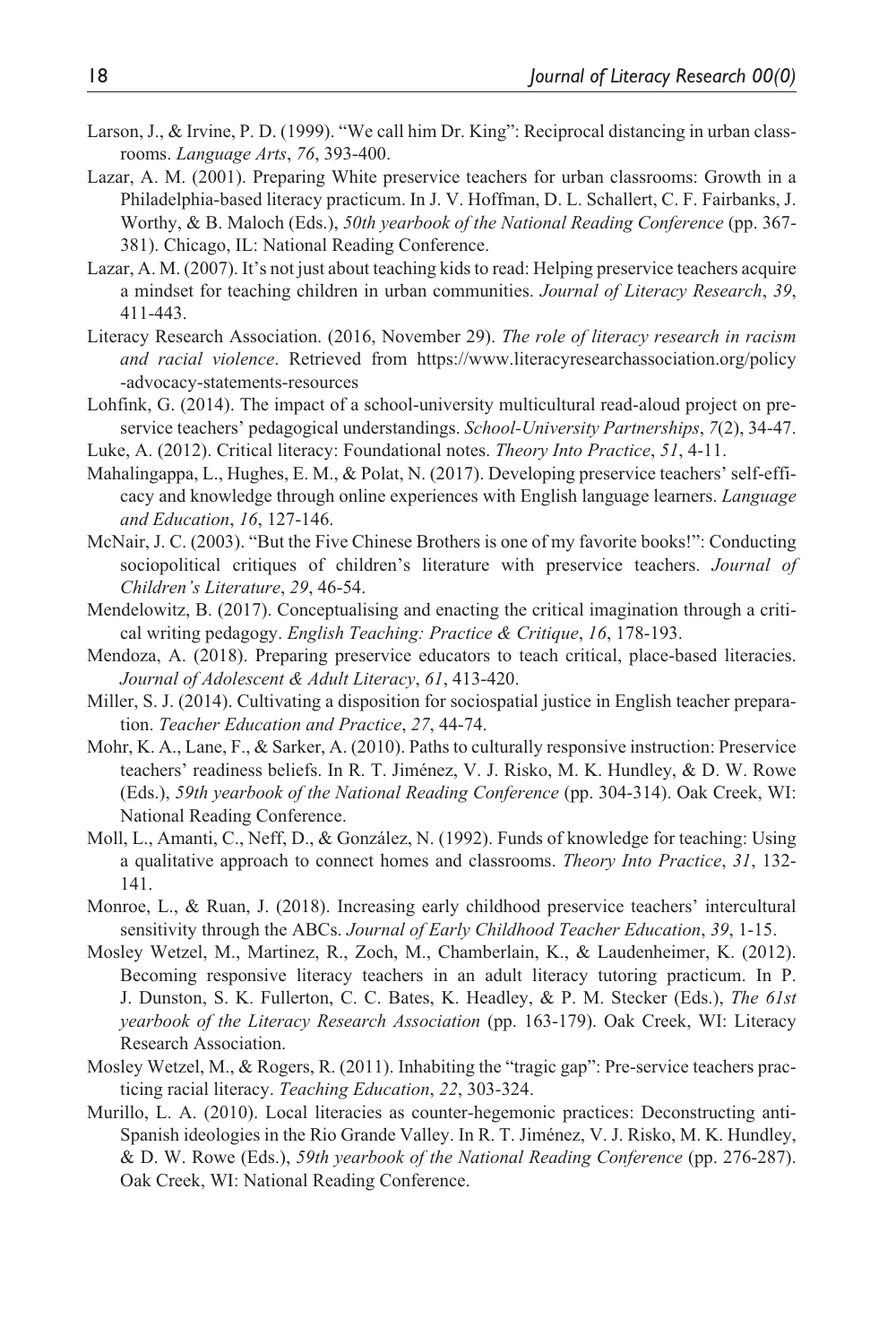Larson, J., & Irvine, P. D. (1999). "We call him Dr. King": Reciprocal distancing in urban classrooms. *Language Arts*, *76*, 393-400.

Lazar, A. M. (2001). Preparing White preservice teachers for urban classrooms: Growth in a Philadelphia-based literacy practicum. In J. V. Hoffman, D. L. Schallert, C. F. Fairbanks, J. Worthy, & B. Maloch (Eds.), *50th yearbook of the National Reading Conference* (pp. 367-381). Chicago, IL: National Reading Conference.

Lazar, A. M. (2007). It's not just about teaching kids to read: Helping preservice teachers acquire a mindset for teaching children in urban communities. *Journal of Literacy Research*, *39*, 411-443.

Literacy Research Association. (2016, November 29). *The role of literacy research in racism and racial violence*. Retrieved from https://www.literacyresearchassociation.org/policy-advocacy-statements-resources

Lohfink, G. (2014). The impact of a school-university multicultural read-aloud project on preservice teachers' pedagogical understandings. *School-University Partnerships*, *7*(2), 34-47.

Luke, A. (2012). Critical literacy: Foundational notes. *Theory Into Practice*, *51*, 4-11.

Mahalingappa, L., Hughes, E. M., & Polat, N. (2017). Developing preservice teachers' self-efficacy and knowledge through online experiences with English language learners. *Language and Education*, *16*, 127-146.

McNair, J. C. (2003). "But the Five Chinese Brothers is one of my favorite books!": Conducting sociopolitical critiques of children's literature with preservice teachers. *Journal of Children's Literature*, *29*, 46-54.

Mendelowitz, B. (2017). Conceptualising and enacting the critical imagination through a critical writing pedagogy. *English Teaching: Practice & Critique*, *16*, 178-193.

Mendoza, A. (2018). Preparing preservice educators to teach critical, place-based literacies. *Journal of Adolescent & Adult Literacy*, *61*, 413-420.

Miller, S. J. (2014). Cultivating a disposition for sociospatial justice in English teacher preparation. *Teacher Education and Practice*, *27*, 44-74.

Mohr, K. A., Lane, F., & Sarker, A. (2010). Paths to culturally responsive instruction: Preservice teachers' readiness beliefs. In R. T. Jiménez, V. J. Risko, M. K. Hundley, & D. W. Rowe (Eds.), *59th yearbook of the National Reading Conference* (pp. 304-314). Oak Creek, WI: National Reading Conference.

Moll, L., Amanti, C., Neff, D., & González, N. (1992). Funds of knowledge for teaching: Using a qualitative approach to connect homes and classrooms. *Theory Into Practice*, *31*, 132-141.

Monroe, L., & Ruan, J. (2018). Increasing early childhood preservice teachers' intercultural sensitivity through the ABCs. *Journal of Early Childhood Teacher Education*, *39*, 1-15.

Mosley Wetzel, M., Martinez, R., Zoch, M., Chamberlain, K., & Laudenheimer, K. (2012). Becoming responsive literacy teachers in an adult literacy tutoring practicum. In P. J. Dunston, S. K. Fullerton, C. C. Bates, K. Headley, & P. M. Stecker (Eds.), *The 61st yearbook of the Literacy Research Association* (pp. 163-179). Oak Creek, WI: Literacy Research Association.

Mosley Wetzel, M., & Rogers, R. (2011). Inhabiting the "tragic gap": Pre-service teachers practicing racial literacy. *Teaching Education*, *22*, 303-324.

Murillo, L. A. (2010). Local literacies as counter-hegemonic practices: Deconstructing anti-Spanish ideologies in the Rio Grande Valley. In R. T. Jiménez, V. J. Risko, M. K. Hundley, & D. W. Rowe (Eds.), *59th yearbook of the National Reading Conference* (pp. 276-287). Oak Creek, WI: National Reading Conference.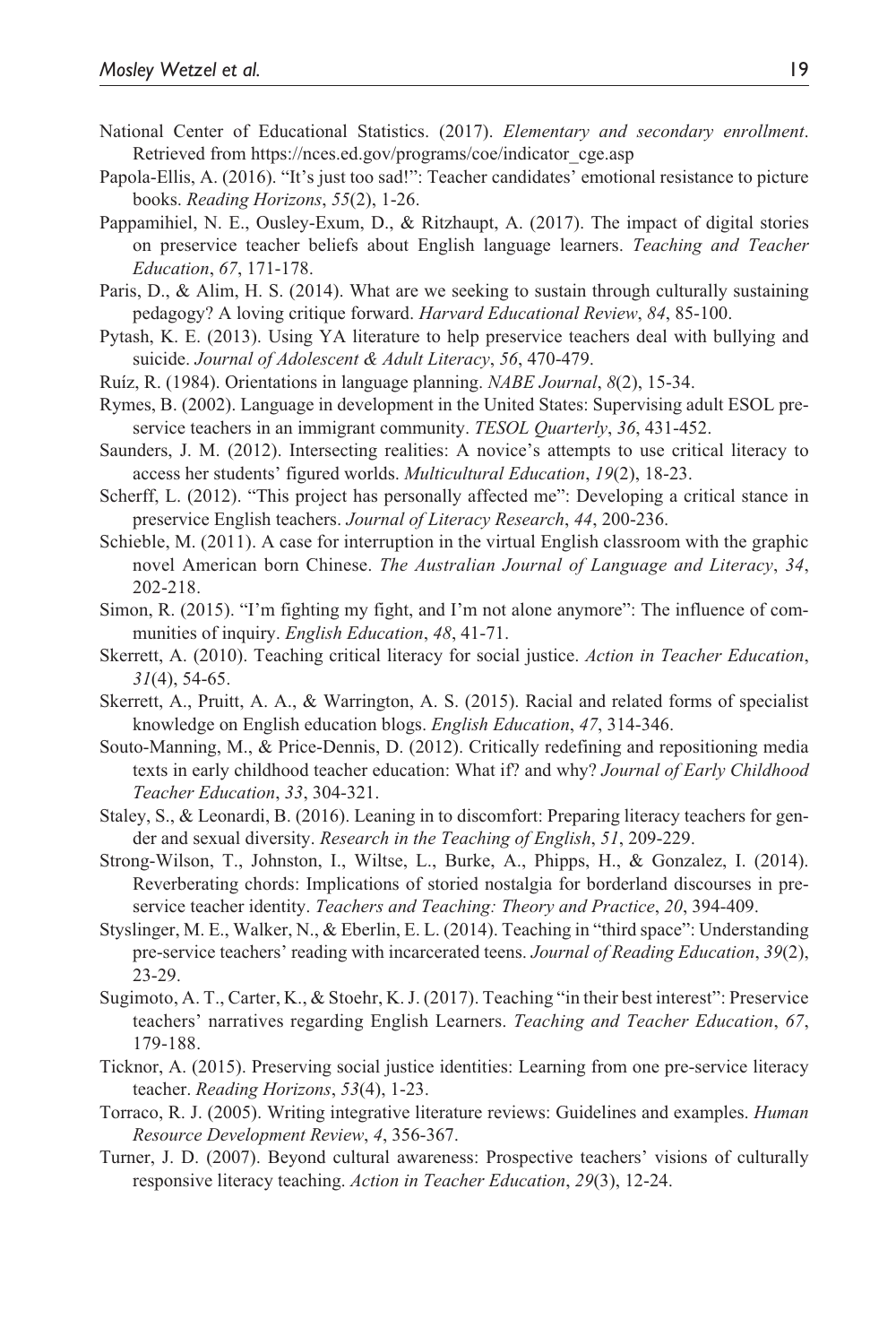National Center of Educational Statistics. (2017). *Elementary and secondary enrollment*. Retrieved from https://nces.ed.gov/programs/coe/indicator_cge.asp

Papola-Ellis, A. (2016). "It's just too sad!": Teacher candidates' emotional resistance to picture books. *Reading Horizons*, *55*(2), 1-26.

Pappamihiel, N. E., Ousley-Exum, D., & Ritzhaupt, A. (2017). The impact of digital stories on preservice teacher beliefs about English language learners. *Teaching and Teacher Education*, *67*, 171-178.

Paris, D., & Alim, H. S. (2014). What are we seeking to sustain through culturally sustaining pedagogy? A loving critique forward. *Harvard Educational Review*, *84*, 85-100.

Pytash, K. E. (2013). Using YA literature to help preservice teachers deal with bullying and suicide. *Journal of Adolescent & Adult Literacy*, *56*, 470-479.

Ruíz, R. (1984). Orientations in language planning. *NABE Journal*, *8*(2), 15-34.

Rymes, B. (2002). Language in development in the United States: Supervising adult ESOL preservice teachers in an immigrant community. *TESOL Quarterly*, *36*, 431-452.

Saunders, J. M. (2012). Intersecting realities: A novice's attempts to use critical literacy to access her students' figured worlds. *Multicultural Education*, *19*(2), 18-23.

Scherff, L. (2012). "This project has personally affected me": Developing a critical stance in preservice English teachers. *Journal of Literacy Research*, *44*, 200-236.

Schieble, M. (2011). A case for interruption in the virtual English classroom with the graphic novel American born Chinese. *The Australian Journal of Language and Literacy*, *34*, 202-218.

Simon, R. (2015). "I'm fighting my fight, and I'm not alone anymore": The influence of communities of inquiry. *English Education*, *48*, 41-71.

Skerrett, A. (2010). Teaching critical literacy for social justice. *Action in Teacher Education*, *31*(4), 54-65.

Skerrett, A., Pruitt, A. A., & Warrington, A. S. (2015). Racial and related forms of specialist knowledge on English education blogs. *English Education*, *47*, 314-346.

Souto-Manning, M., & Price-Dennis, D. (2012). Critically redefining and repositioning media texts in early childhood teacher education: What if? and why? *Journal of Early Childhood Teacher Education*, *33*, 304-321.

Staley, S., & Leonardi, B. (2016). Leaning in to discomfort: Preparing literacy teachers for gender and sexual diversity. *Research in the Teaching of English*, *51*, 209-229.

Strong-Wilson, T., Johnston, I., Wiltse, L., Burke, A., Phipps, H., & Gonzalez, I. (2014). Reverberating chords: Implications of storied nostalgia for borderland discourses in preservice teacher identity. *Teachers and Teaching: Theory and Practice*, *20*, 394-409.

Styslinger, M. E., Walker, N., & Eberlin, E. L. (2014). Teaching in "third space": Understanding pre-service teachers' reading with incarcerated teens. *Journal of Reading Education*, *39*(2), 23-29.

Sugimoto, A. T., Carter, K., & Stoehr, K. J. (2017). Teaching "in their best interest": Preservice teachers' narratives regarding English Learners. *Teaching and Teacher Education*, *67*, 179-188.

Ticknor, A. (2015). Preserving social justice identities: Learning from one pre-service literacy teacher. *Reading Horizons*, *53*(4), 1-23.

Torraco, R. J. (2005). Writing integrative literature reviews: Guidelines and examples. *Human Resource Development Review*, *4*, 356-367.

Turner, J. D. (2007). Beyond cultural awareness: Prospective teachers' visions of culturally responsive literacy teaching. *Action in Teacher Education*, *29*(3), 12-24.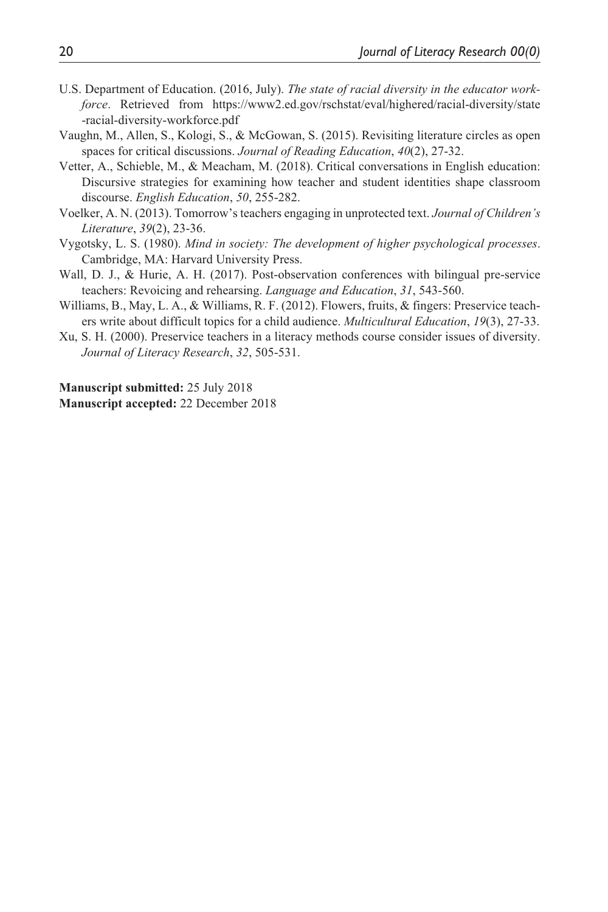U.S. Department of Education. (2016, July). *The state of racial diversity in the educator workforce*. Retrieved from https://www2.ed.gov/rschstat/eval/highered/racial-diversity/state-racial-diversity-workforce.pdf

Vaughn, M., Allen, S., Kologi, S., & McGowan, S. (2015). Revisiting literature circles as open spaces for critical discussions. *Journal of Reading Education*, *40*(2), 27-32.

Vetter, A., Schieble, M., & Meacham, M. (2018). Critical conversations in English education: Discursive strategies for examining how teacher and student identities shape classroom discourse. *English Education*, *50*, 255-282.

Voelker, A. N. (2013). Tomorrow's teachers engaging in unprotected text. *Journal of Children's Literature*, *39*(2), 23-36.

Vygotsky, L. S. (1980). *Mind in society: The development of higher psychological processes*. Cambridge, MA: Harvard University Press.

Wall, D. J., & Hurie, A. H. (2017). Post-observation conferences with bilingual pre-service teachers: Revoicing and rehearsing. *Language and Education*, *31*, 543-560.

Williams, B., May, L. A., & Williams, R. F. (2012). Flowers, fruits, & fingers: Preservice teachers write about difficult topics for a child audience. *Multicultural Education*, *19*(3), 27-33.

Xu, S. H. (2000). Preservice teachers in a literacy methods course consider issues of diversity. *Journal of Literacy Research*, *32*, 505-531.

**Manuscript submitted:** 25 July 2018
**Manuscript accepted:** 22 December 2018